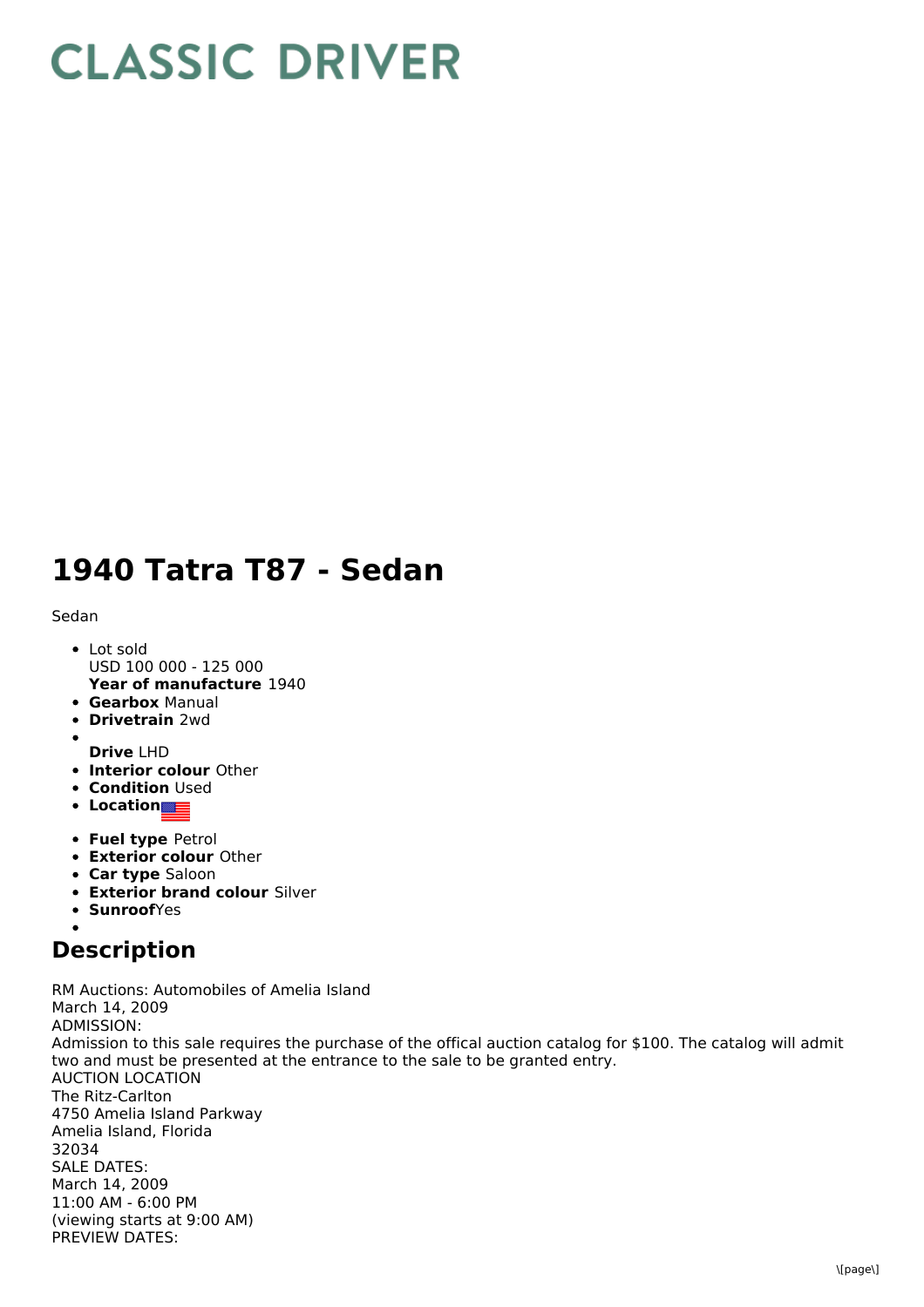# CLASSIC DRIVER

# 1940 Tatra T87 - Sedan

Sedan

- Lot sold
  USD 100 000 - 125 000
  **Year of manufacture** 1940
- **Gearbox** Manual
- **Drivetrain** 2wd
- **Drive** LHD
- **Interior colour** Other
- **Condition** Used
- **Location**
- **Fuel type** Petrol
- **Exterior colour** Other
- **Car type** Saloon
- **Exterior brand colour** Silver
- **Sunroof** Yes

## Description

RM Auctions: Automobiles of Amelia Island
March 14, 2009
ADMISSION:
Admission to this sale requires the purchase of the offical auction catalog for $100. The catalog will admit two and must be presented at the entrance to the sale to be granted entry.
AUCTION LOCATION
The Ritz-Carlton
4750 Amelia Island Parkway
Amelia Island, Florida
32034
SALE DATES:
March 14, 2009
11:00 AM - 6:00 PM
(viewing starts at 9:00 AM)
PREVIEW DATES: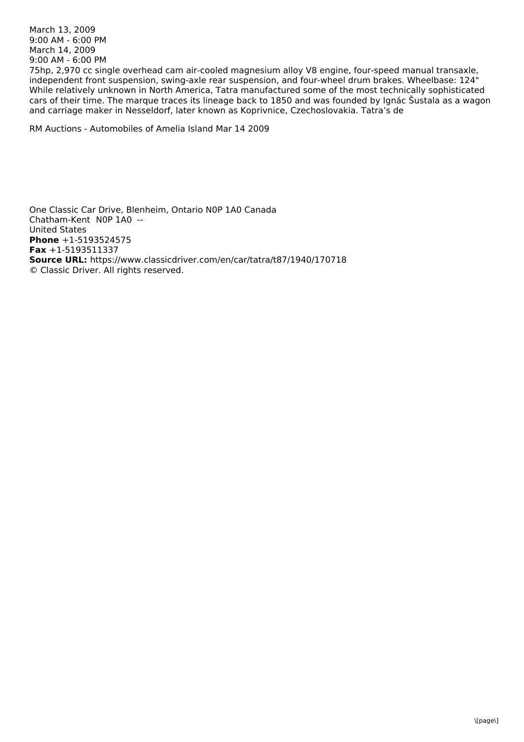March 13, 2009
9:00 AM - 6:00 PM
March 14, 2009
9:00 AM - 6:00 PM
75hp, 2,970 cc single overhead cam air-cooled magnesium alloy V8 engine, four-speed manual transaxle, independent front suspension, swing-axle rear suspension, and four-wheel drum brakes. Wheelbase: 124"
While relatively unknown in North America, Tatra manufactured some of the most technically sophisticated cars of their time. The marque traces its lineage back to 1850 and was founded by Ignác Šustala as a wagon and carriage maker in Nesseldorf, later known as Koprivnice, Czechoslovakia. Tatra's de

RM Auctions - Automobiles of Amelia Island Mar 14 2009

One Classic Car Drive, Blenheim, Ontario N0P 1A0 Canada
Chatham-Kent  N0P 1A0  --
United States
**Phone** +1-5193524575
**Fax** +1-5193511337
**Source URL:** https://www.classicdriver.com/en/car/tatra/t87/1940/170718
© Classic Driver. All rights reserved.